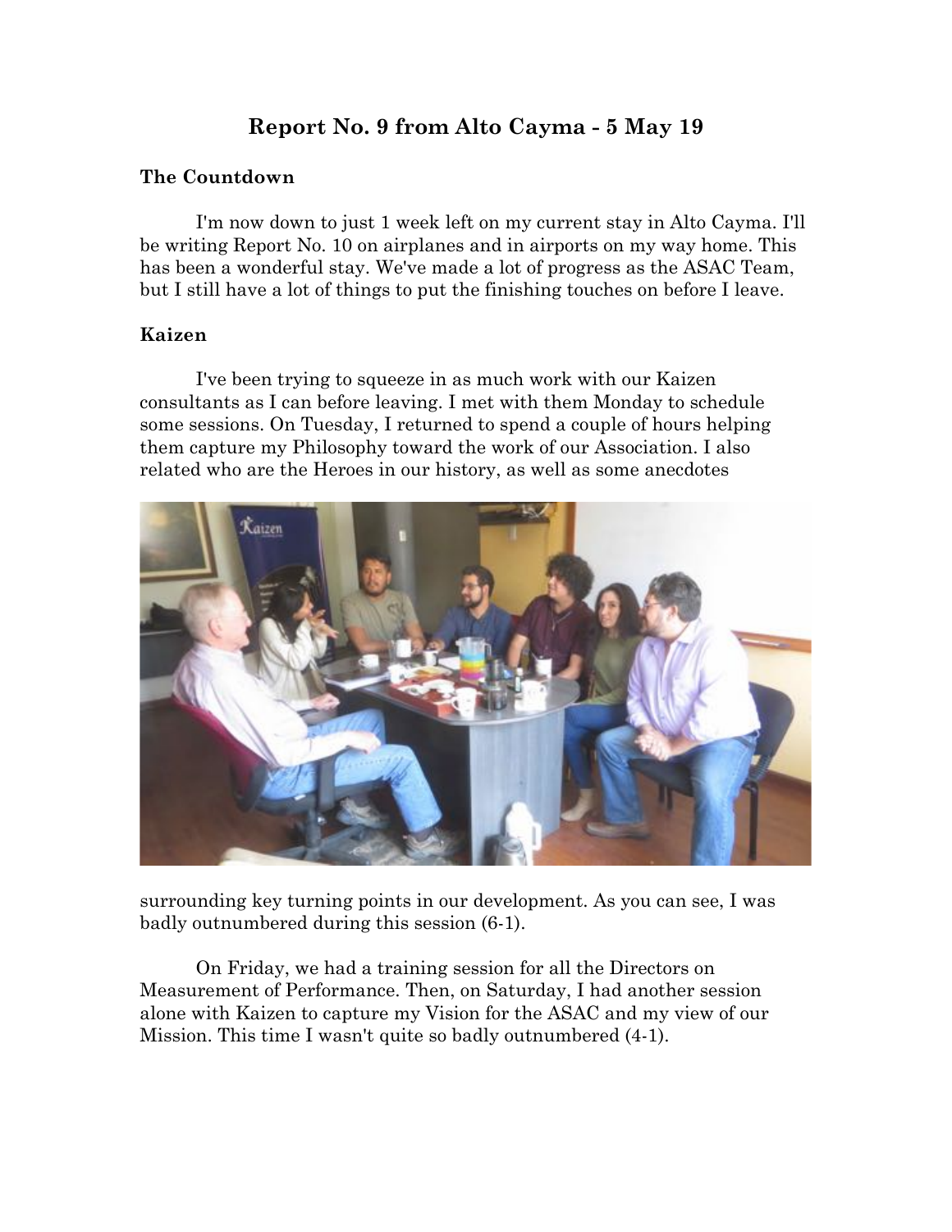# Report No. 9 from Alto Cayma - 5 May 19

## The Countdown

I'm now down to just 1 week left on my current stay in Alto Cayma. I'll be writing Report No. 10 on airplanes and in airports on my way home. This has been a wonderful stay. We've made a lot of progress as the ASAC Team, but I still have a lot of things to put the finishing touches on before I leave.

## Kaizen

I've been trying to squeeze in as much work with our Kaizen consultants as I can before leaving. I met with them Monday to schedule some sessions. On Tuesday, I returned to spend a couple of hours helping them capture my Philosophy toward the work of our Association. I also related who are the Heroes in our history, as well as some anecdotes surrounding key turning points in our development. As you can see, I was badly outnumbered during this session (6-1).

On Friday, we had a training session for all the Directors on Measurement of Performance. Then, on Saturday, I had another session alone with Kaizen to capture my Vision for the ASAC and my view of our Mission. This time I wasn't quite so badly outnumbered (4-1).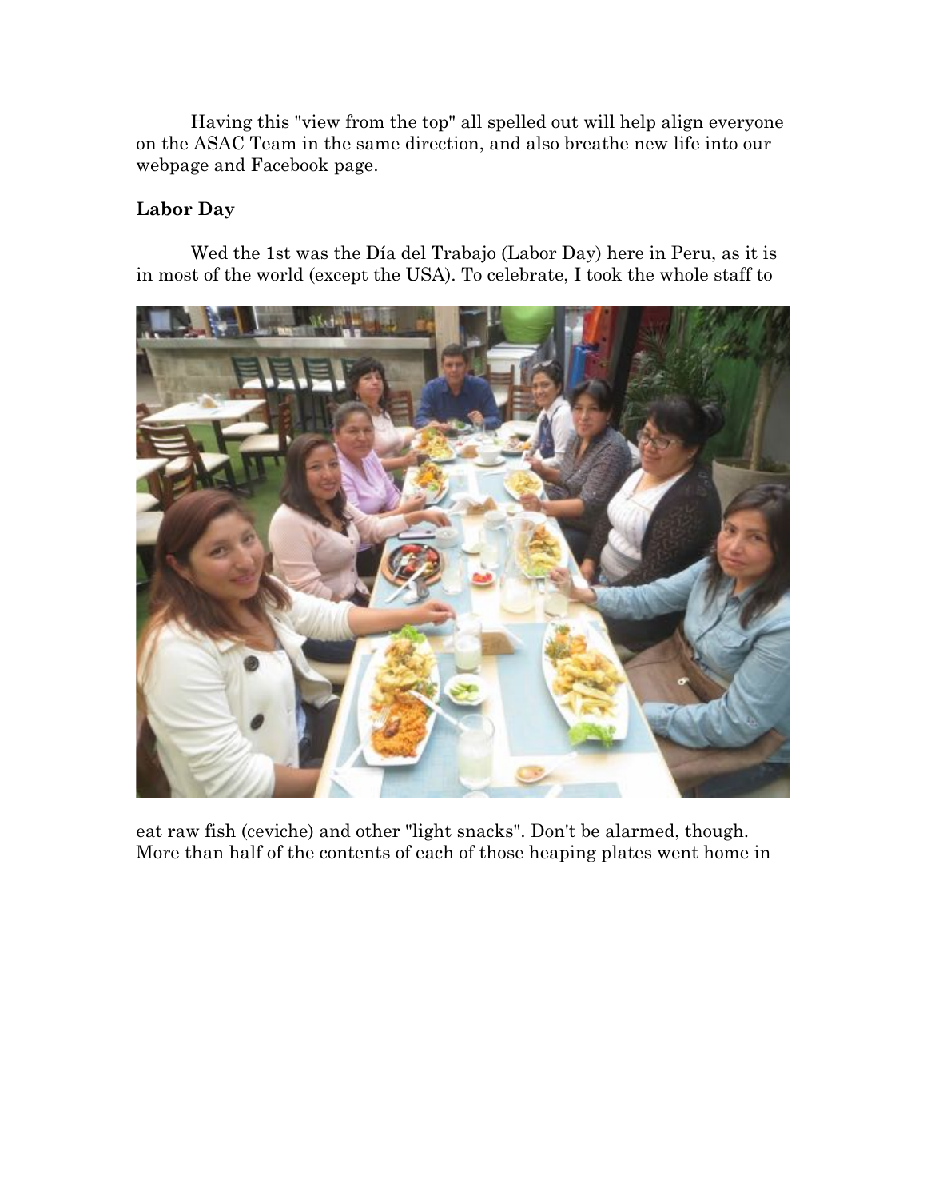Having this "view from the top" all spelled out will help align everyone on the ASAC Team in the same direction, and also breathe new life into our webpage and Facebook page.

**Labor Day**

Wed the 1st was the Día del Trabajo (Labor Day) here in Peru, as it is in most of the world (except the USA). To celebrate, I took the whole staff to

eat raw fish (ceviche) and other "light snacks". Don't be alarmed, though. More than half of the contents of each of those heaping plates went home in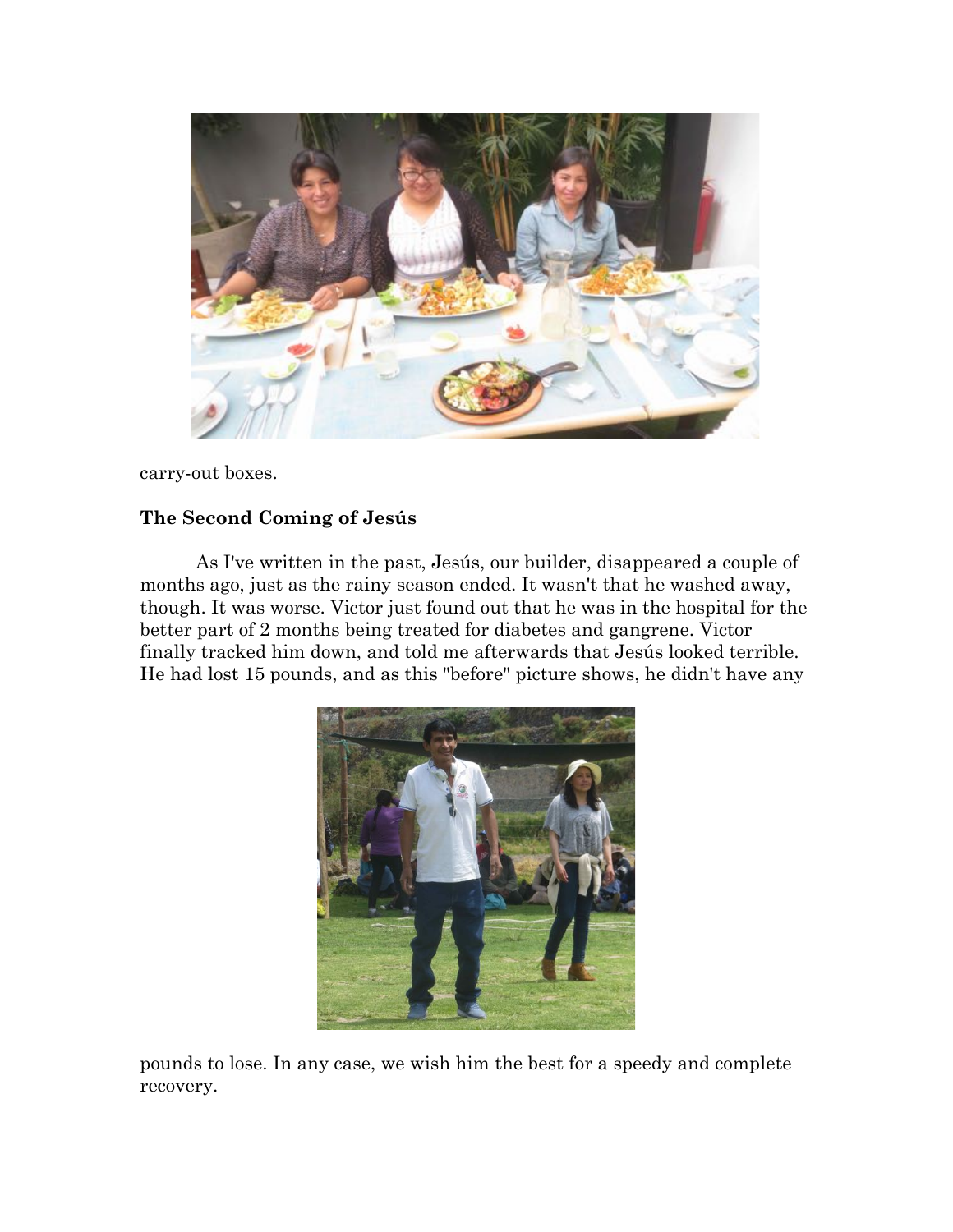carry-out boxes.

**The Second Coming of Jesús**

As I've written in the past, Jesús, our builder, disappeared a couple of months ago, just as the rainy season ended. It wasn't that he washed away, though. It was worse. Victor just found out that he was in the hospital for the better part of 2 months being treated for diabetes and gangrene. Victor finally tracked him down, and told me afterwards that Jesús looked terrible. He had lost 15 pounds, and as this "before" picture shows, he didn't have any pounds to lose. In any case, we wish him the best for a speedy and complete recovery.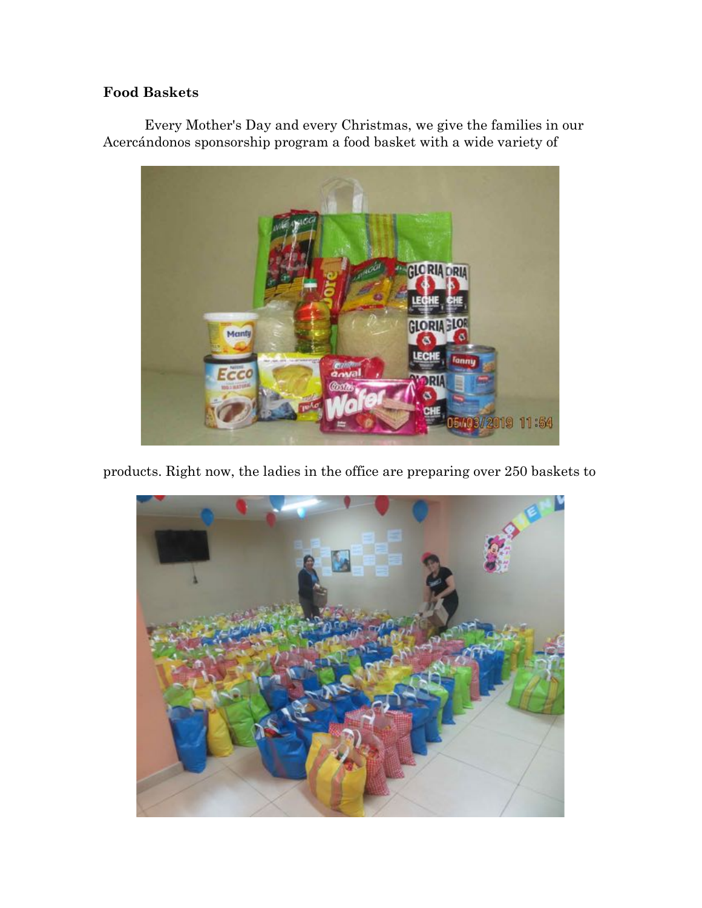**Food Baskets**

Every Mother's Day and every Christmas, we give the families in our Acercándonos sponsorship program a food basket with a wide variety of products. Right now, the ladies in the office are preparing over 250 baskets to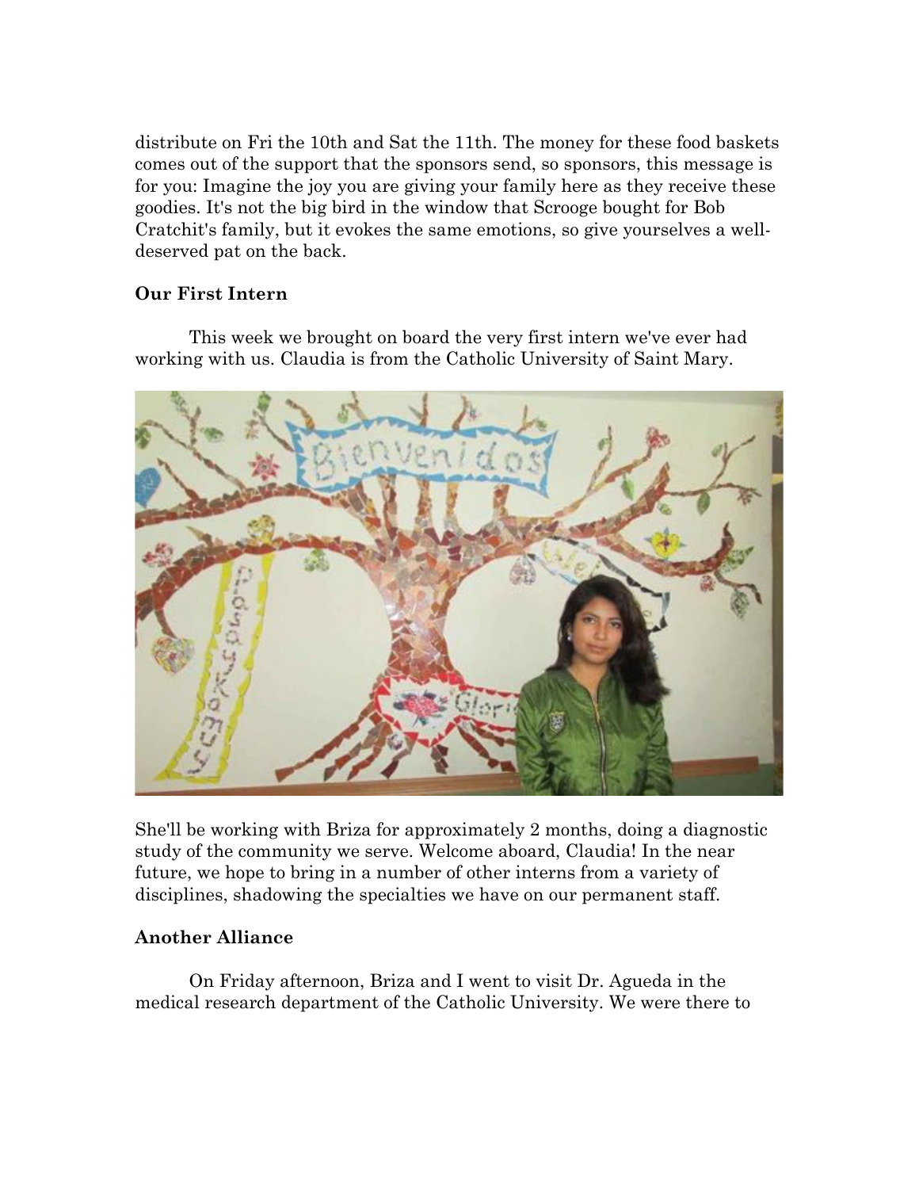distribute on Fri the 10th and Sat the 11th. The money for these food baskets comes out of the support that the sponsors send, so sponsors, this message is for you: Imagine the joy you are giving your family here as they receive these goodies. It's not the big bird in the window that Scrooge bought for Bob Cratchit's family, but it evokes the same emotions, so give yourselves a well-deserved pat on the back.

**Our First Intern**

This week we brought on board the very first intern we've ever had working with us. Claudia is from the Catholic University of Saint Mary.

She'll be working with Briza for approximately 2 months, doing a diagnostic study of the community we serve. Welcome aboard, Claudia! In the near future, we hope to bring in a number of other interns from a variety of disciplines, shadowing the specialties we have on our permanent staff.

**Another Alliance**

On Friday afternoon, Briza and I went to visit Dr. Agueda in the medical research department of the Catholic University. We were there to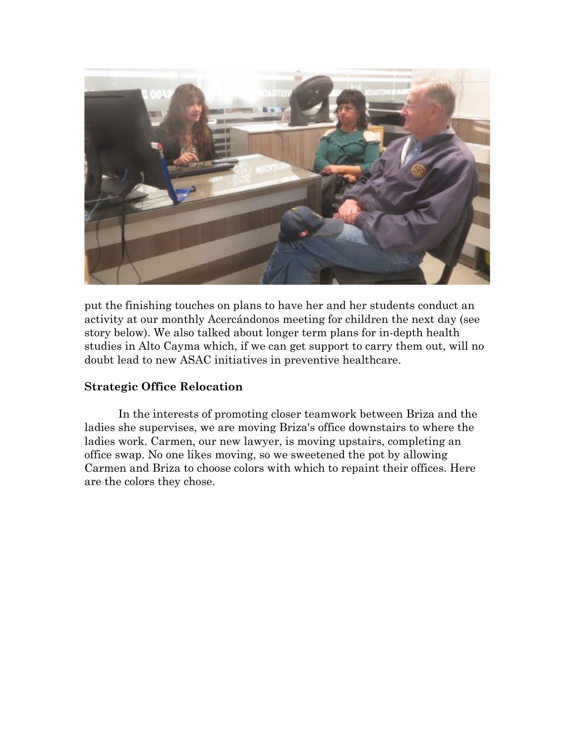put the finishing touches on plans to have her and her students conduct an activity at our monthly Acercándonos meeting for children the next day (see story below). We also talked about longer term plans for in-depth health studies in Alto Cayma which, if we can get support to carry them out, will no doubt lead to new ASAC initiatives in preventive healthcare.

**Strategic Office Relocation**

In the interests of promoting closer teamwork between Briza and the ladies she supervises, we are moving Briza's office downstairs to where the ladies work. Carmen, our new lawyer, is moving upstairs, completing an office swap. No one likes moving, so we sweetened the pot by allowing Carmen and Briza to choose colors with which to repaint their offices. Here are the colors they chose.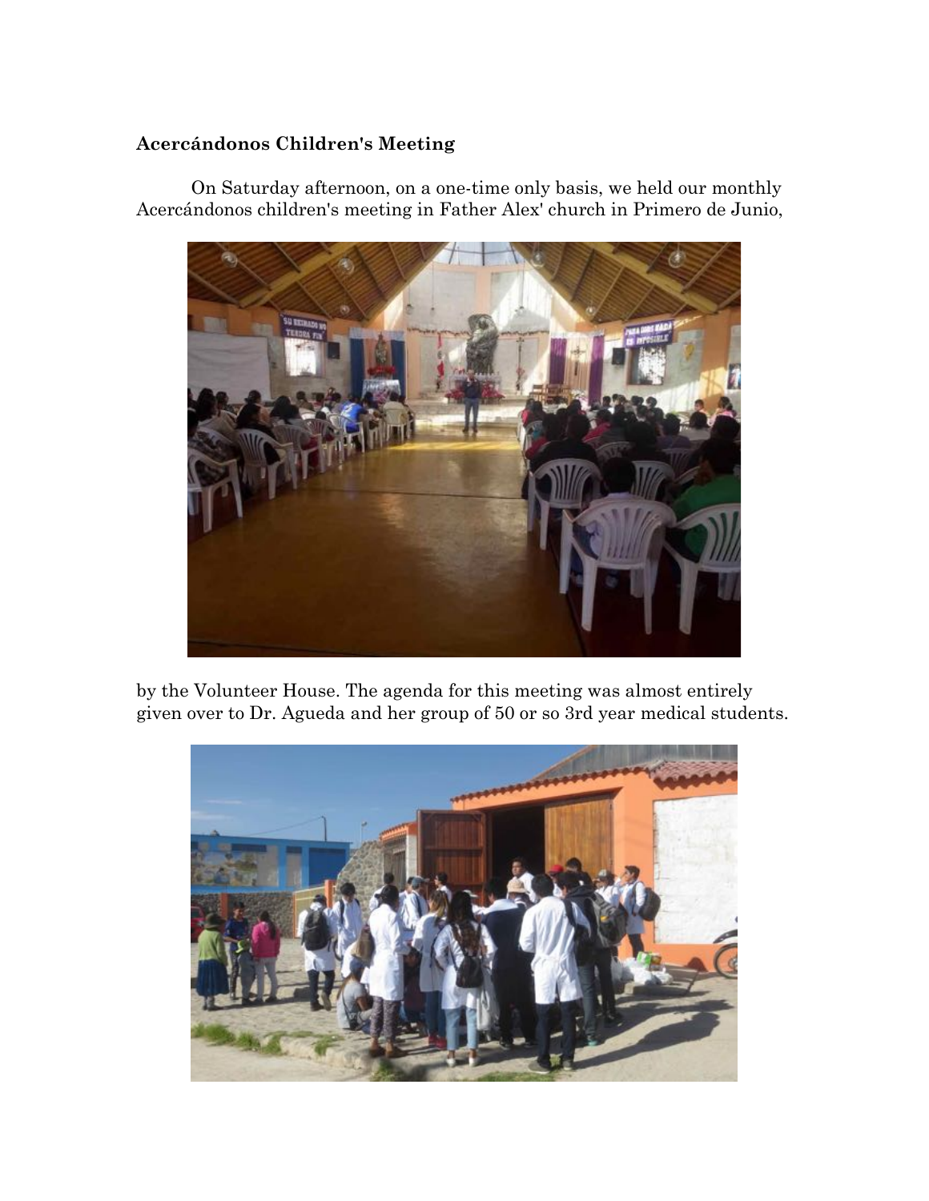**Acercándonos Children's Meeting**

On Saturday afternoon, on a one-time only basis, we held our monthly Acercándonos children's meeting in Father Alex' church in Primero de Junio, by the Volunteer House. The agenda for this meeting was almost entirely given over to Dr. Agueda and her group of 50 or so 3rd year medical students.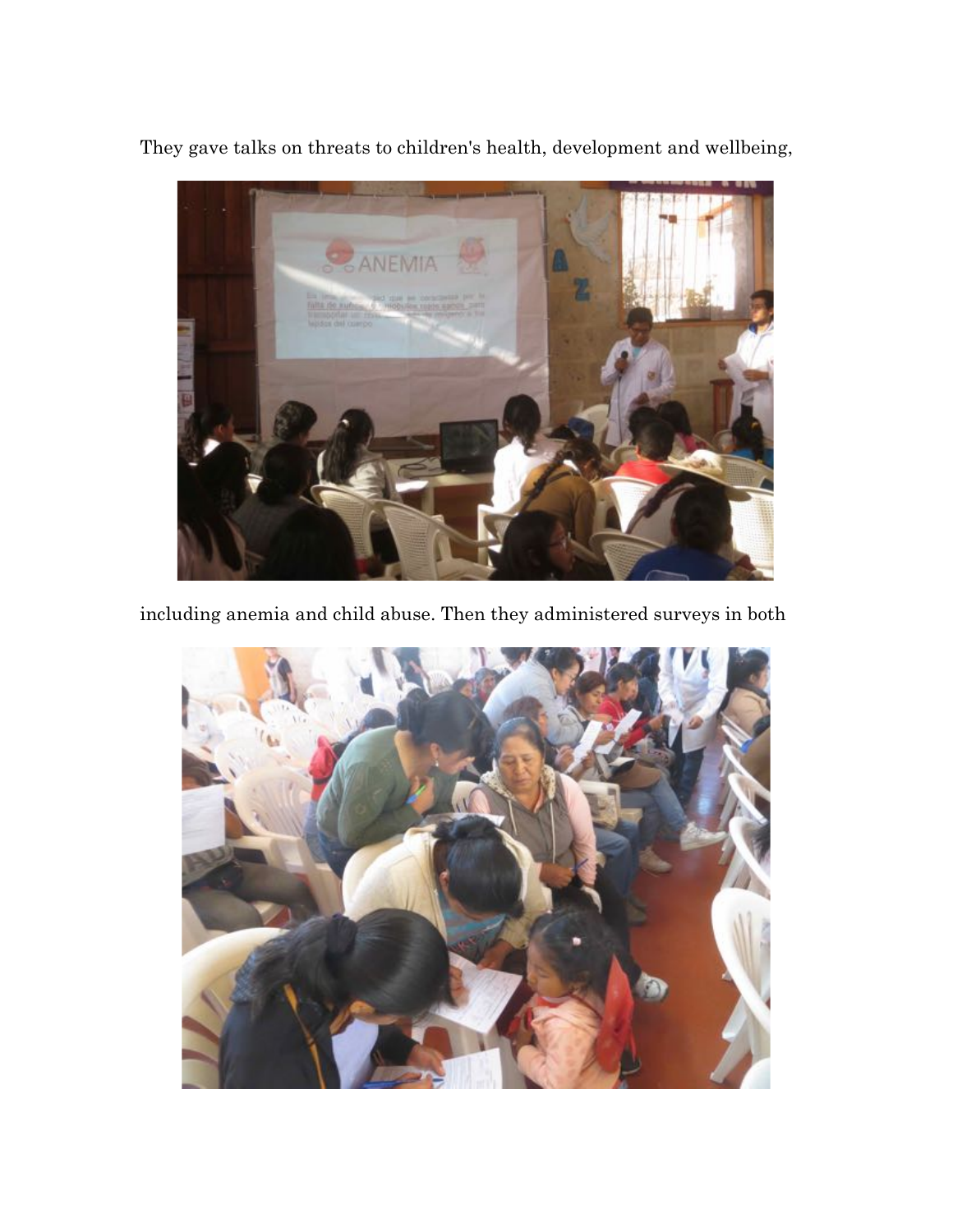They gave talks on threats to children's health, development and wellbeing,

including anemia and child abuse. Then they administered surveys in both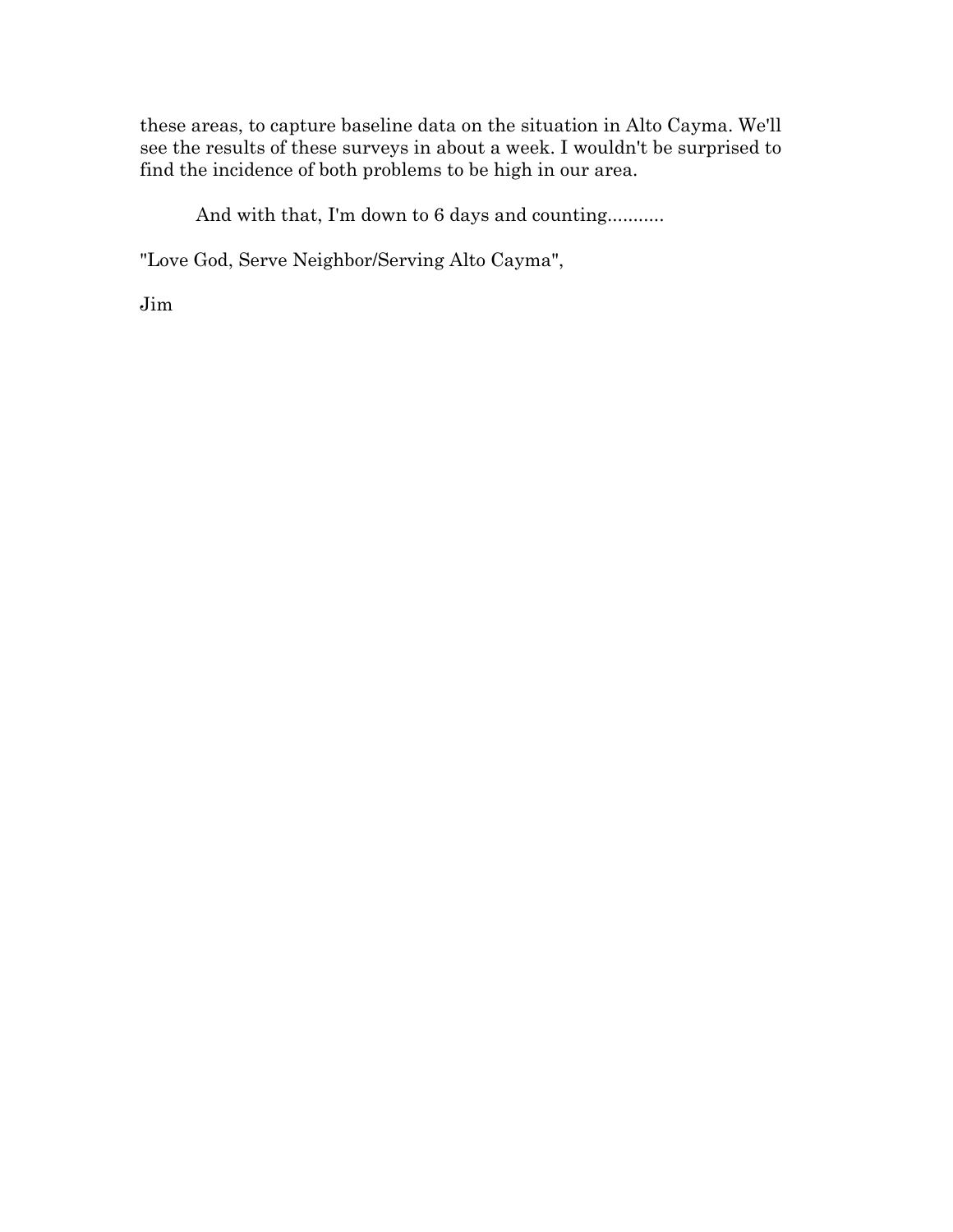these areas, to capture baseline data on the situation in Alto Cayma. We'll see the results of these surveys in about a week. I wouldn't be surprised to find the incidence of both problems to be high in our area.

And with that, I'm down to 6 days and counting...........

"Love God, Serve Neighbor/Serving Alto Cayma",

Jim